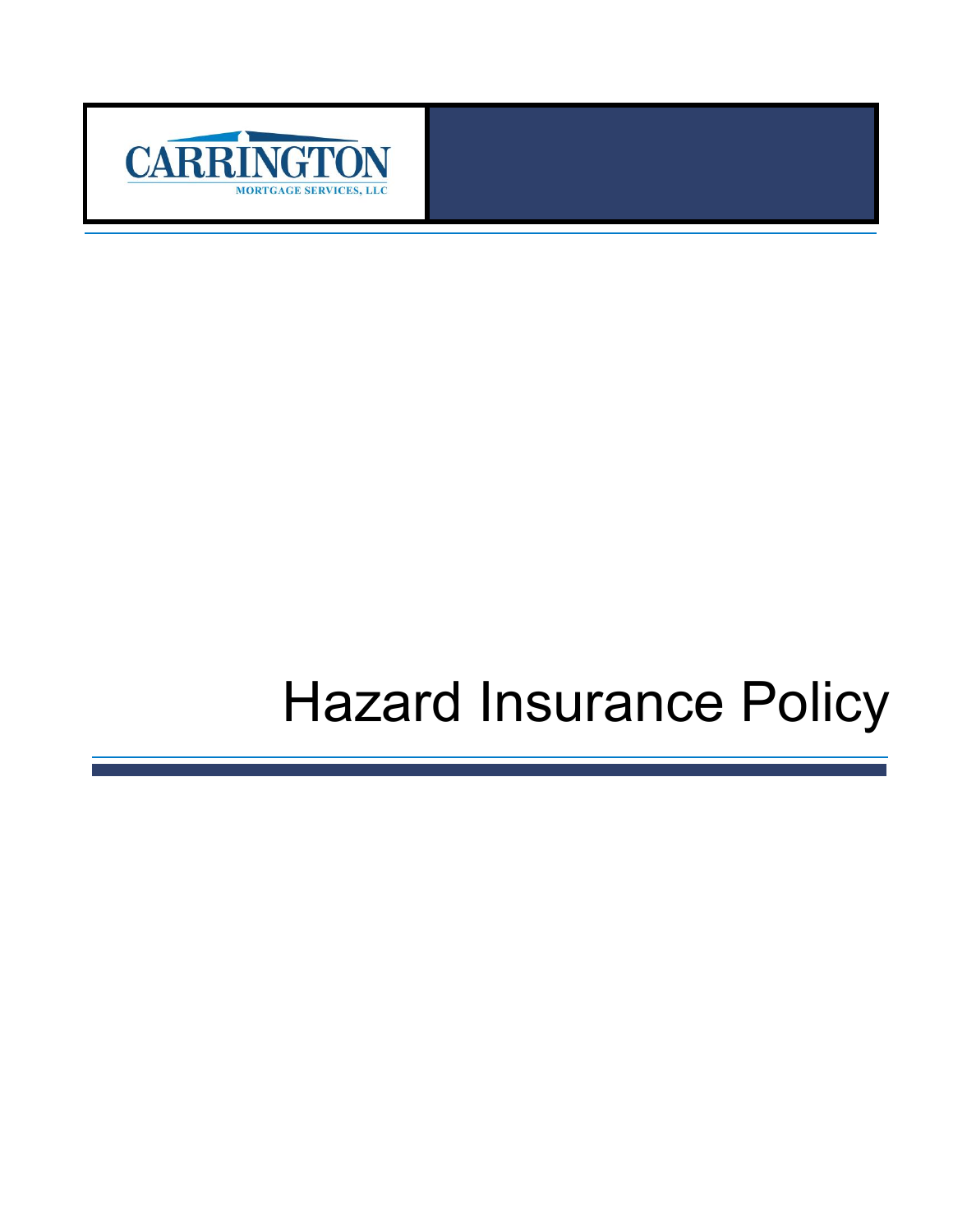CARRINGTON

MORTGAGE SERVICES, LLC

# Hazard Insurance Policy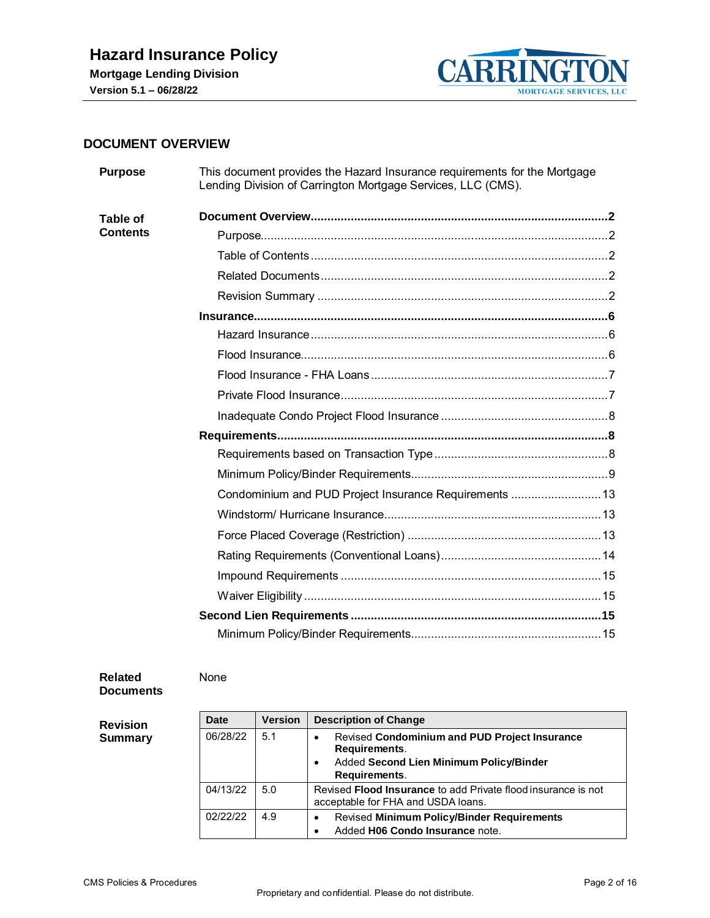## DOCUMENT OVERVIEW

**Purpose**

This document provides the Hazard Insurance requirements for the Mortgage Lending Division of Carrington Mortgage Services, LLC (CMS).

**Table of Contents**

**Document Overview....2**
- Purpose....2
- Table of Contents....2
- Related Documents....2
- Revision Summary....2

**Insurance....6**
- Hazard Insurance....6
- Flood Insurance....6
- Flood Insurance - FHA Loans....7
- Private Flood Insurance....7
- Inadequate Condo Project Flood Insurance....8

**Requirements....8**
- Requirements based on Transaction Type....8
- Minimum Policy/Binder Requirements....9
- Condominium and PUD Project Insurance Requirements....13
- Windstorm/ Hurricane Insurance....13
- Force Placed Coverage (Restriction)....13
- Rating Requirements (Conventional Loans)....14
- Impound Requirements....15
- Waiver Eligibility....15

**Second Lien Requirements....15**
- Minimum Policy/Binder Requirements....15

**Related Documents**

None

**Revision Summary**

| Date | Version | Description of Change |
|---|---|---|
| 06/28/22 | 5.1 | • Revised **Condominium and PUD Project Insurance Requirements**.<br>• Added **Second Lien Minimum Policy/Binder Requirements**. |
| 04/13/22 | 5.0 | Revised **Flood Insurance** to add Private flood insurance is not acceptable for FHA and USDA loans. |
| 02/22/22 | 4.9 | • Revised **Minimum Policy/Binder Requirements**<br>• Added **H06 Condo Insurance** note. |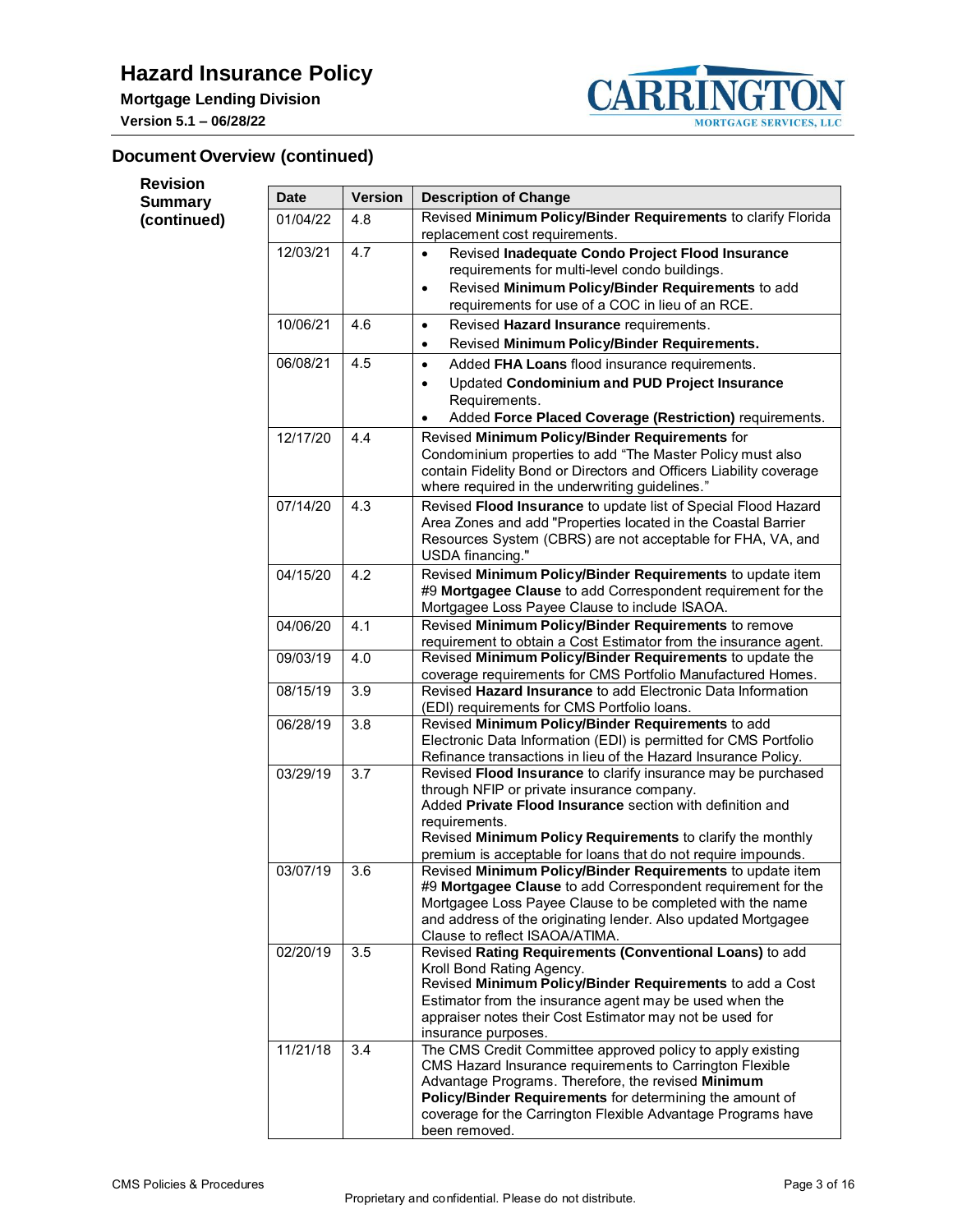## Document Overview (continued)

**Revision Summary (continued)**

| Date | Version | Description of Change |
|---|---|---|
| 01/04/22 | 4.8 | Revised **Minimum Policy/Binder Requirements** to clarify Florida replacement cost requirements. |
| 12/03/21 | 4.7 | • Revised **Inadequate Condo Project Flood Insurance** requirements for multi-level condo buildings.<br>• Revised **Minimum Policy/Binder Requirements** to add requirements for use of a COC in lieu of an RCE. |
| 10/06/21 | 4.6 | • Revised **Hazard Insurance** requirements.<br>• Revised **Minimum Policy/Binder Requirements.** |
| 06/08/21 | 4.5 | • Added **FHA Loans** flood insurance requirements.<br>• Updated **Condominium and PUD Project Insurance** Requirements.<br>• Added **Force Placed Coverage (Restriction)** requirements. |
| 12/17/20 | 4.4 | Revised **Minimum Policy/Binder Requirements** for Condominium properties to add "The Master Policy must also contain Fidelity Bond or Directors and Officers Liability coverage where required in the underwriting guidelines." |
| 07/14/20 | 4.3 | Revised **Flood Insurance** to update list of Special Flood Hazard Area Zones and add "Properties located in the Coastal Barrier Resources System (CBRS) are not acceptable for FHA, VA, and USDA financing." |
| 04/15/20 | 4.2 | Revised **Minimum Policy/Binder Requirements** to update item #9 **Mortgagee Clause** to add Correspondent requirement for the Mortgagee Loss Payee Clause to include ISAOA. |
| 04/06/20 | 4.1 | Revised **Minimum Policy/Binder Requirements** to remove requirement to obtain a Cost Estimator from the insurance agent. |
| 09/03/19 | 4.0 | Revised **Minimum Policy/Binder Requirements** to update the coverage requirements for CMS Portfolio Manufactured Homes. |
| 08/15/19 | 3.9 | Revised **Hazard Insurance** to add Electronic Data Information (EDI) requirements for CMS Portfolio loans. |
| 06/28/19 | 3.8 | Revised **Minimum Policy/Binder Requirements** to add Electronic Data Information (EDI) is permitted for CMS Portfolio Refinance transactions in lieu of the Hazard Insurance Policy. |
| 03/29/19 | 3.7 | Revised **Flood Insurance** to clarify insurance may be purchased through NFIP or private insurance company.<br>Added **Private Flood Insurance** section with definition and requirements.<br>Revised **Minimum Policy Requirements** to clarify the monthly premium is acceptable for loans that do not require impounds. |
| 03/07/19 | 3.6 | Revised **Minimum Policy/Binder Requirements** to update item #9 **Mortgagee Clause** to add Correspondent requirement for the Mortgagee Loss Payee Clause to be completed with the name and address of the originating lender. Also updated Mortgagee Clause to reflect ISAOA/ATIMA. |
| 02/20/19 | 3.5 | Revised **Rating Requirements (Conventional Loans)** to add Kroll Bond Rating Agency.<br>Revised **Minimum Policy/Binder Requirements** to add a Cost Estimator from the insurance agent may be used when the appraiser notes their Cost Estimator may not be used for insurance purposes. |
| 11/21/18 | 3.4 | The CMS Credit Committee approved policy to apply existing CMS Hazard Insurance requirements to Carrington Flexible Advantage Programs. Therefore, the revised **Minimum Policy/Binder Requirements** for determining the amount of coverage for the Carrington Flexible Advantage Programs have been removed. |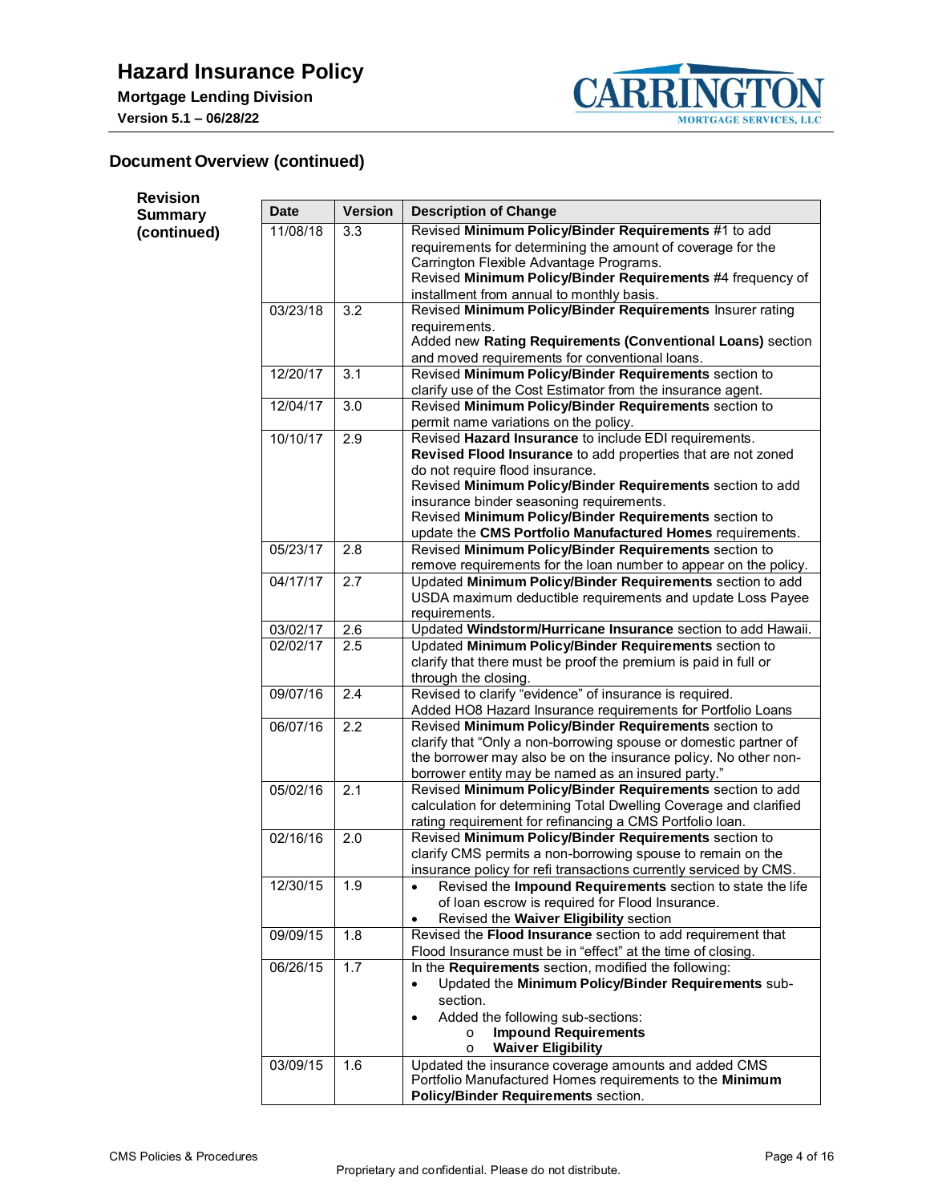## Document Overview (continued)

**Revision Summary (continued)**

| Date | Version | Description of Change |
|---|---|---|
| 11/08/18 | 3.3 | Revised **Minimum Policy/Binder Requirements** #1 to add requirements for determining the amount of coverage for the Carrington Flexible Advantage Programs.<br>Revised **Minimum Policy/Binder Requirements** #4 frequency of installment from annual to monthly basis. |
| 03/23/18 | 3.2 | Revised **Minimum Policy/Binder Requirements** Insurer rating requirements.<br>Added new **Rating Requirements (Conventional Loans)** section and moved requirements for conventional loans. |
| 12/20/17 | 3.1 | Revised **Minimum Policy/Binder Requirements** section to clarify use of the Cost Estimator from the insurance agent. |
| 12/04/17 | 3.0 | Revised **Minimum Policy/Binder Requirements** section to permit name variations on the policy. |
| 10/10/17 | 2.9 | Revised **Hazard Insurance** to include EDI requirements.<br>**Revised Flood Insurance** to add properties that are not zoned do not require flood insurance.<br>Revised **Minimum Policy/Binder Requirements** section to add insurance binder seasoning requirements.<br>Revised **Minimum Policy/Binder Requirements** section to update the **CMS Portfolio Manufactured Homes** requirements. |
| 05/23/17 | 2.8 | Revised **Minimum Policy/Binder Requirements** section to remove requirements for the loan number to appear on the policy. |
| 04/17/17 | 2.7 | Updated **Minimum Policy/Binder Requirements** section to add USDA maximum deductible requirements and update Loss Payee requirements. |
| 03/02/17 | 2.6 | Updated **Windstorm/Hurricane Insurance** section to add Hawaii. |
| 02/02/17 | 2.5 | Updated **Minimum Policy/Binder Requirements** section to clarify that there must be proof the premium is paid in full or through the closing. |
| 09/07/16 | 2.4 | Revised to clarify "evidence" of insurance is required.<br>Added HO8 Hazard Insurance requirements for Portfolio Loans |
| 06/07/16 | 2.2 | Revised **Minimum Policy/Binder Requirements** section to clarify that "Only a non-borrowing spouse or domestic partner of the borrower may also be on the insurance policy. No other non-borrower entity may be named as an insured party." |
| 05/02/16 | 2.1 | Revised **Minimum Policy/Binder Requirements** section to add calculation for determining Total Dwelling Coverage and clarified rating requirement for refinancing a CMS Portfolio loan. |
| 02/16/16 | 2.0 | Revised **Minimum Policy/Binder Requirements** section to clarify CMS permits a non-borrowing spouse to remain on the insurance policy for refi transactions currently serviced by CMS. |
| 12/30/15 | 1.9 | • Revised the **Impound Requirements** section to state the life of loan escrow is required for Flood Insurance.<br>• Revised the **Waiver Eligibility** section |
| 09/09/15 | 1.8 | Revised the **Flood Insurance** section to add requirement that Flood Insurance must be in "effect" at the time of closing. |
| 06/26/15 | 1.7 | In the **Requirements** section, modified the following:<br>• Updated the **Minimum Policy/Binder Requirements** sub-section.<br>• Added the following sub-sections:<br>&nbsp;&nbsp;o **Impound Requirements**<br>&nbsp;&nbsp;o **Waiver Eligibility** |
| 03/09/15 | 1.6 | Updated the insurance coverage amounts and added CMS Portfolio Manufactured Homes requirements to the **Minimum Policy/Binder Requirements** section. |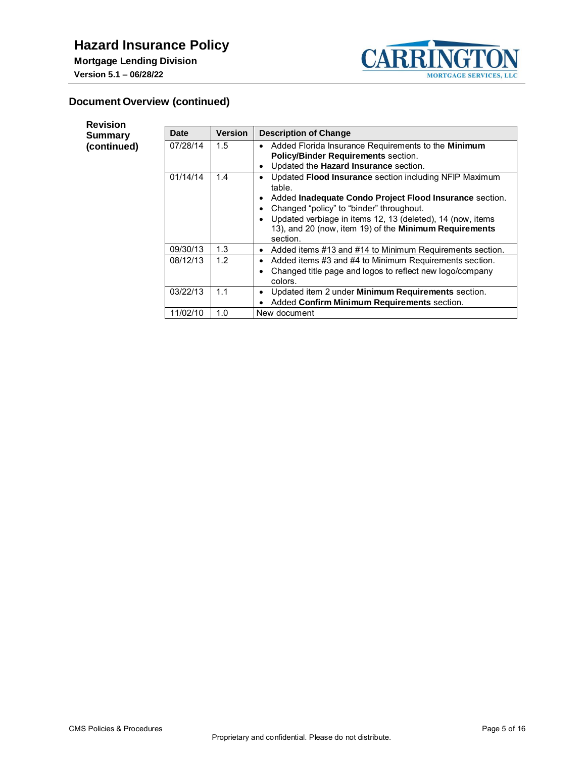## Document Overview (continued)

**Revision Summary (continued)**

| Date | Version | Description of Change |
|---|---|---|
| 07/28/14 | 1.5 | • Added Florida Insurance Requirements to the **Minimum Policy/Binder Requirements** section.<br>• Updated the **Hazard Insurance** section. |
| 01/14/14 | 1.4 | • Updated **Flood Insurance** section including NFIP Maximum table.<br>• Added **Inadequate Condo Project Flood Insurance** section.<br>• Changed "policy" to "binder" throughout.<br>• Updated verbiage in items 12, 13 (deleted), 14 (now, items 13), and 20 (now, item 19) of the **Minimum Requirements** section. |
| 09/30/13 | 1.3 | • Added items #13 and #14 to Minimum Requirements section. |
| 08/12/13 | 1.2 | • Added items #3 and #4 to Minimum Requirements section.<br>• Changed title page and logos to reflect new logo/company colors. |
| 03/22/13 | 1.1 | • Updated item 2 under **Minimum Requirements** section.<br>• Added **Confirm Minimum Requirements** section. |
| 11/02/10 | 1.0 | New document |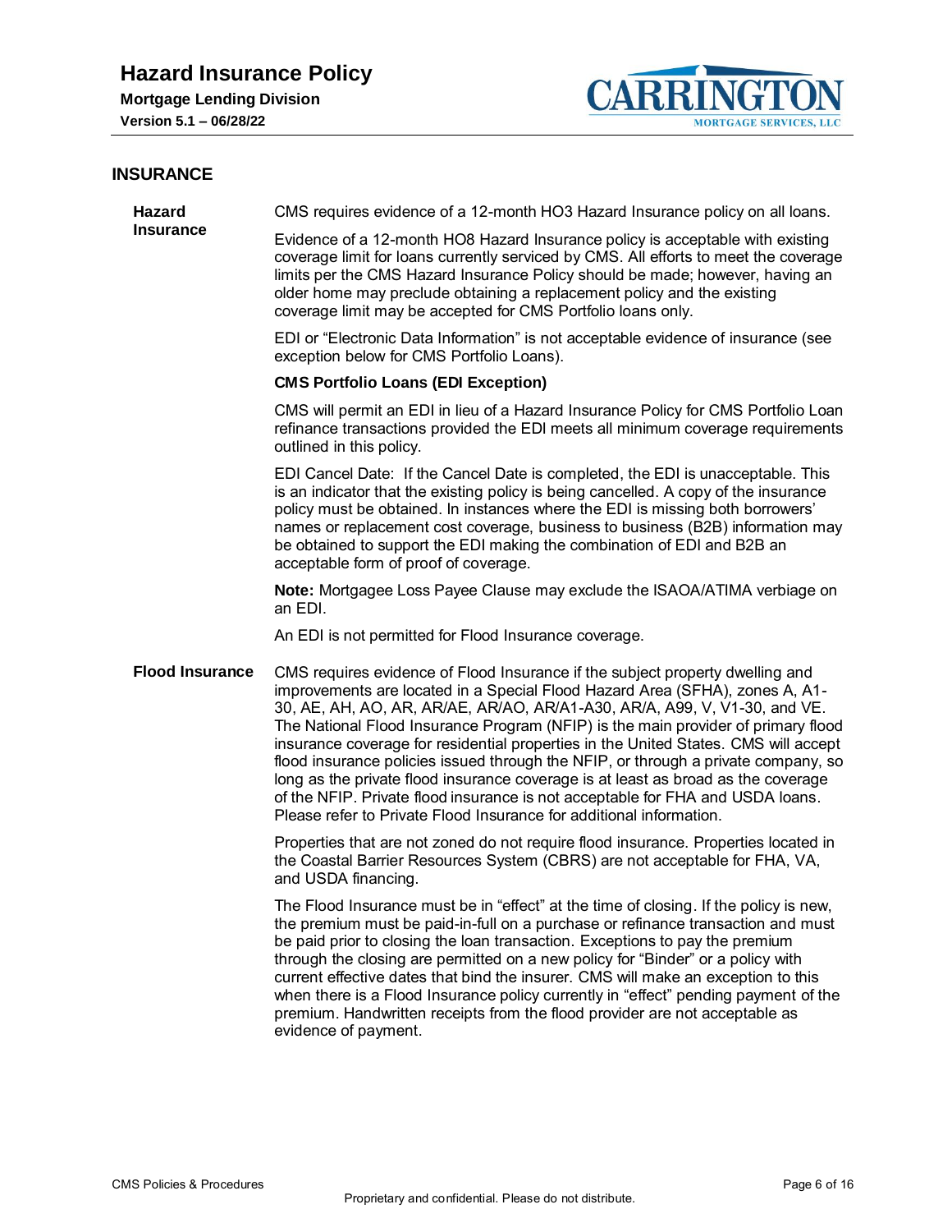## INSURANCE

### Hazard Insurance

CMS requires evidence of a 12-month HO3 Hazard Insurance policy on all loans.

Evidence of a 12-month HO8 Hazard Insurance policy is acceptable with existing coverage limit for loans currently serviced by CMS. All efforts to meet the coverage limits per the CMS Hazard Insurance Policy should be made; however, having an older home may preclude obtaining a replacement policy and the existing coverage limit may be accepted for CMS Portfolio loans only.

EDI or "Electronic Data Information" is not acceptable evidence of insurance (see exception below for CMS Portfolio Loans).

**CMS Portfolio Loans (EDI Exception)**

CMS will permit an EDI in lieu of a Hazard Insurance Policy for CMS Portfolio Loan refinance transactions provided the EDI meets all minimum coverage requirements outlined in this policy.

EDI Cancel Date: If the Cancel Date is completed, the EDI is unacceptable. This is an indicator that the existing policy is being cancelled. A copy of the insurance policy must be obtained. In instances where the EDI is missing both borrowers' names or replacement cost coverage, business to business (B2B) information may be obtained to support the EDI making the combination of EDI and B2B an acceptable form of proof of coverage.

**Note:** Mortgagee Loss Payee Clause may exclude the ISAOA/ATIMA verbiage on an EDI.

An EDI is not permitted for Flood Insurance coverage.

### Flood Insurance

CMS requires evidence of Flood Insurance if the subject property dwelling and improvements are located in a Special Flood Hazard Area (SFHA), zones A, A1-30, AE, AH, AO, AR, AR/AE, AR/AO, AR/A1-A30, AR/A, A99, V, V1-30, and VE. The National Flood Insurance Program (NFIP) is the main provider of primary flood insurance coverage for residential properties in the United States. CMS will accept flood insurance policies issued through the NFIP, or through a private company, so long as the private flood insurance coverage is at least as broad as the coverage of the NFIP. Private flood insurance is not acceptable for FHA and USDA loans. Please refer to Private Flood Insurance for additional information.

Properties that are not zoned do not require flood insurance. Properties located in the Coastal Barrier Resources System (CBRS) are not acceptable for FHA, VA, and USDA financing.

The Flood Insurance must be in "effect" at the time of closing. If the policy is new, the premium must be paid-in-full on a purchase or refinance transaction and must be paid prior to closing the loan transaction. Exceptions to pay the premium through the closing are permitted on a new policy for "Binder" or a policy with current effective dates that bind the insurer. CMS will make an exception to this when there is a Flood Insurance policy currently in "effect" pending payment of the premium. Handwritten receipts from the flood provider are not acceptable as evidence of payment.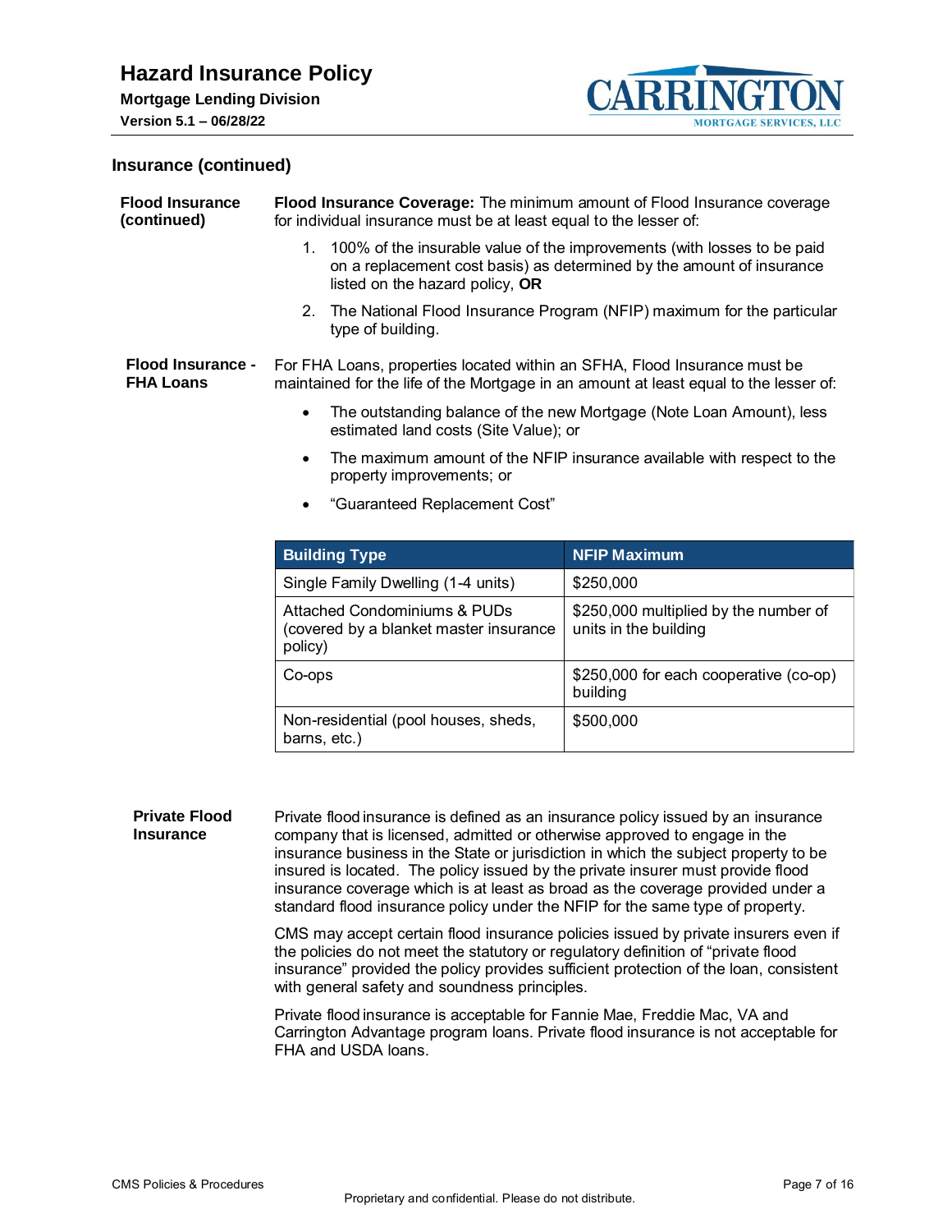## Insurance (continued)

**Flood Insurance (continued)**

**Flood Insurance Coverage:** The minimum amount of Flood Insurance coverage for individual insurance must be at least equal to the lesser of:

1. 100% of the insurable value of the improvements (with losses to be paid on a replacement cost basis) as determined by the amount of insurance listed on the hazard policy, **OR**
2. The National Flood Insurance Program (NFIP) maximum for the particular type of building.

**Flood Insurance - FHA Loans**

For FHA Loans, properties located within an SFHA, Flood Insurance must be maintained for the life of the Mortgage in an amount at least equal to the lesser of:

- The outstanding balance of the new Mortgage (Note Loan Amount), less estimated land costs (Site Value); or
- The maximum amount of the NFIP insurance available with respect to the property improvements; or
- "Guaranteed Replacement Cost"

| Building Type | NFIP Maximum |
| --- | --- |
| Single Family Dwelling (1-4 units) | $250,000 |
| Attached Condominiums & PUDs (covered by a blanket master insurance policy) | $250,000 multiplied by the number of units in the building |
| Co-ops | $250,000 for each cooperative (co-op) building |
| Non-residential (pool houses, sheds, barns, etc.) | $500,000 |

**Private Flood Insurance**

Private flood insurance is defined as an insurance policy issued by an insurance company that is licensed, admitted or otherwise approved to engage in the insurance business in the State or jurisdiction in which the subject property to be insured is located. The policy issued by the private insurer must provide flood insurance coverage which is at least as broad as the coverage provided under a standard flood insurance policy under the NFIP for the same type of property.

CMS may accept certain flood insurance policies issued by private insurers even if the policies do not meet the statutory or regulatory definition of "private flood insurance" provided the policy provides sufficient protection of the loan, consistent with general safety and soundness principles.

Private flood insurance is acceptable for Fannie Mae, Freddie Mac, VA and Carrington Advantage program loans. Private flood insurance is not acceptable for FHA and USDA loans.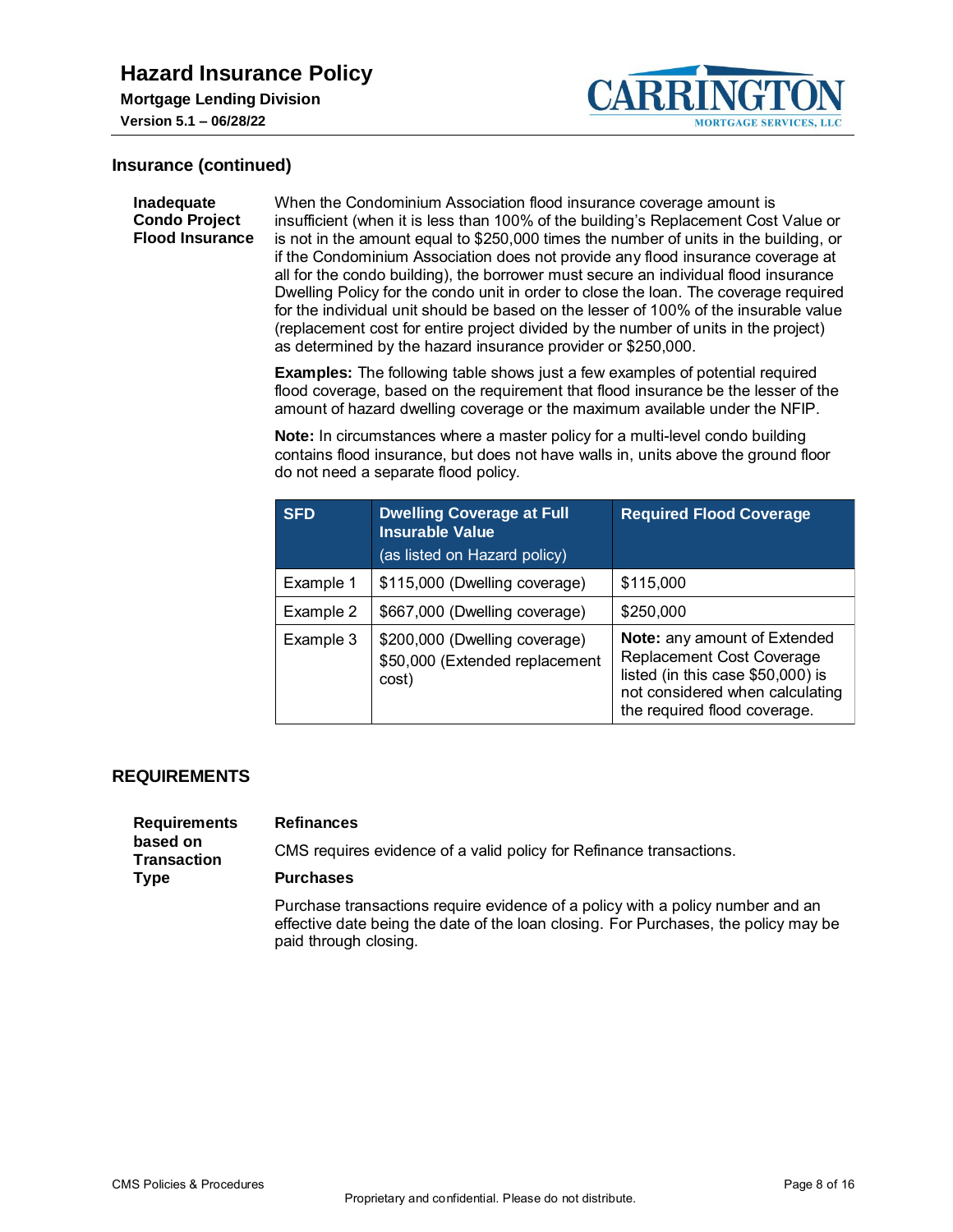## Insurance (continued)

**Inadequate Condo Project Flood Insurance**

When the Condominium Association flood insurance coverage amount is insufficient (when it is less than 100% of the building's Replacement Cost Value or is not in the amount equal to $250,000 times the number of units in the building, or if the Condominium Association does not provide any flood insurance coverage at all for the condo building), the borrower must secure an individual flood insurance Dwelling Policy for the condo unit in order to close the loan. The coverage required for the individual unit should be based on the lesser of 100% of the insurable value (replacement cost for entire project divided by the number of units in the project) as determined by the hazard insurance provider or $250,000.

**Examples:** The following table shows just a few examples of potential required flood coverage, based on the requirement that flood insurance be the lesser of the amount of hazard dwelling coverage or the maximum available under the NFIP.

**Note:** In circumstances where a master policy for a multi-level condo building contains flood insurance, but does not have walls in, units above the ground floor do not need a separate flood policy.

| SFD | Dwelling Coverage at Full Insurable Value (as listed on Hazard policy) | Required Flood Coverage |
|---|---|---|
| Example 1 | $115,000 (Dwelling coverage) | $115,000 |
| Example 2 | $667,000 (Dwelling coverage) | $250,000 |
| Example 3 | $200,000 (Dwelling coverage) $50,000 (Extended replacement cost) | **Note:** any amount of Extended Replacement Cost Coverage listed (in this case $50,000) is not considered when calculating the required flood coverage. |

## REQUIREMENTS

**Requirements based on Transaction Type**

**Refinances**

CMS requires evidence of a valid policy for Refinance transactions.

**Purchases**

Purchase transactions require evidence of a policy with a policy number and an effective date being the date of the loan closing. For Purchases, the policy may be paid through closing.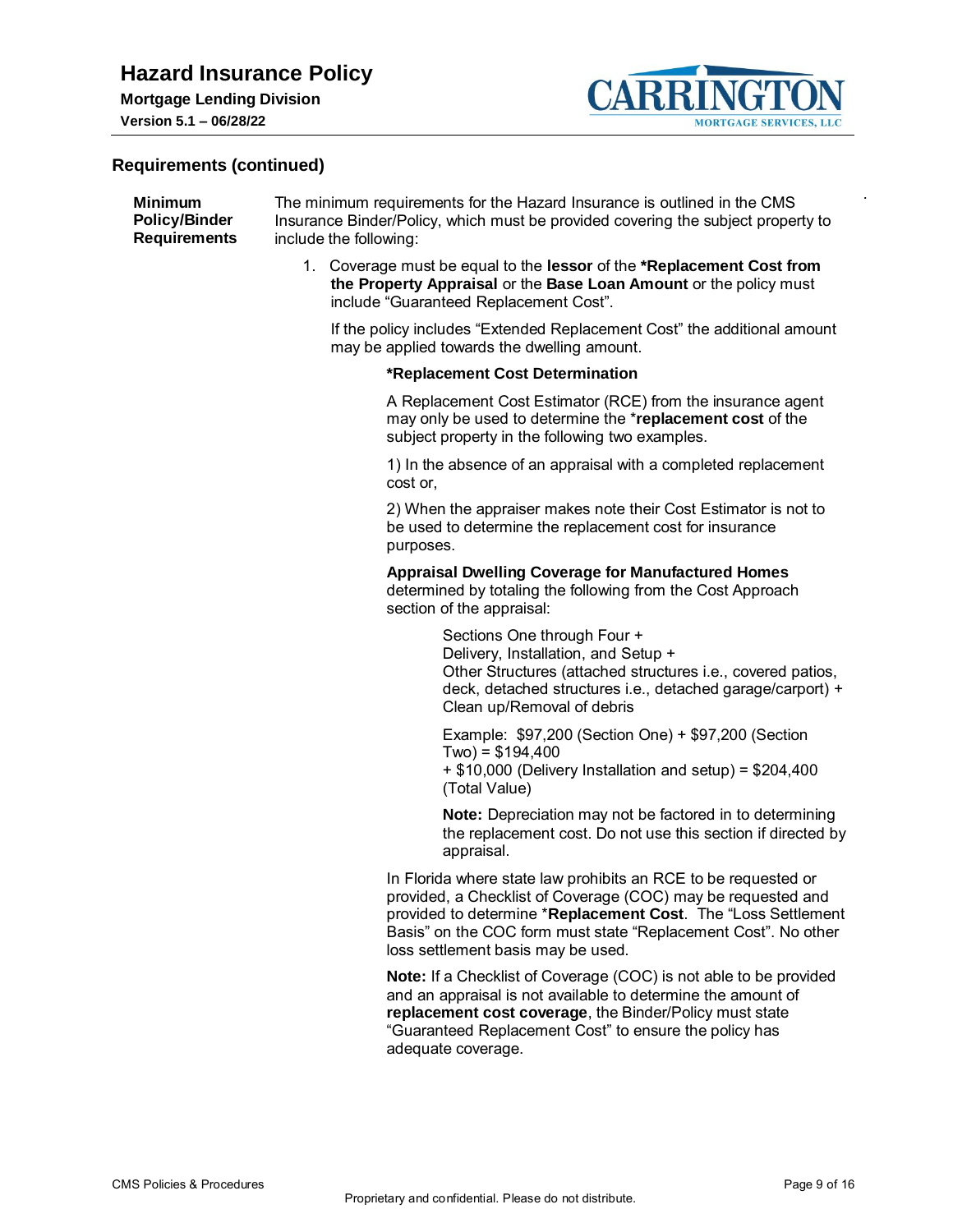## Requirements (continued)

**Minimum Policy/Binder Requirements**

The minimum requirements for the Hazard Insurance is outlined in the CMS Insurance Binder/Policy, which must be provided covering the subject property to include the following:

1. Coverage must be equal to the **lessor** of the ***Replacement Cost from the Property Appraisal** or the **Base Loan Amount** or the policy must include "Guaranteed Replacement Cost".

   If the policy includes "Extended Replacement Cost" the additional amount may be applied towards the dwelling amount.

   ***Replacement Cost Determination**

   A Replacement Cost Estimator (RCE) from the insurance agent may only be used to determine the ***replacement cost** of the subject property in the following two examples.

   1) In the absence of an appraisal with a completed replacement cost or,

   2) When the appraiser makes note their Cost Estimator is not to be used to determine the replacement cost for insurance purposes.

   **Appraisal Dwelling Coverage for Manufactured Homes** determined by totaling the following from the Cost Approach section of the appraisal:

   Sections One through Four +
   Delivery, Installation, and Setup +
   Other Structures (attached structures i.e., covered patios, deck, detached structures i.e., detached garage/carport) +
   Clean up/Removal of debris

   Example: $97,200 (Section One) + $97,200 (Section Two) = $194,400
   + $10,000 (Delivery Installation and setup) = $204,400 (Total Value)

   **Note:** Depreciation may not be factored in to determining the replacement cost. Do not use this section if directed by appraisal.

   In Florida where state law prohibits an RCE to be requested or provided, a Checklist of Coverage (COC) may be requested and provided to determine ***Replacement Cost**. The "Loss Settlement Basis" on the COC form must state "Replacement Cost". No other loss settlement basis may be used.

   **Note:** If a Checklist of Coverage (COC) is not able to be provided and an appraisal is not available to determine the amount of **replacement cost coverage**, the Binder/Policy must state "Guaranteed Replacement Cost" to ensure the policy has adequate coverage.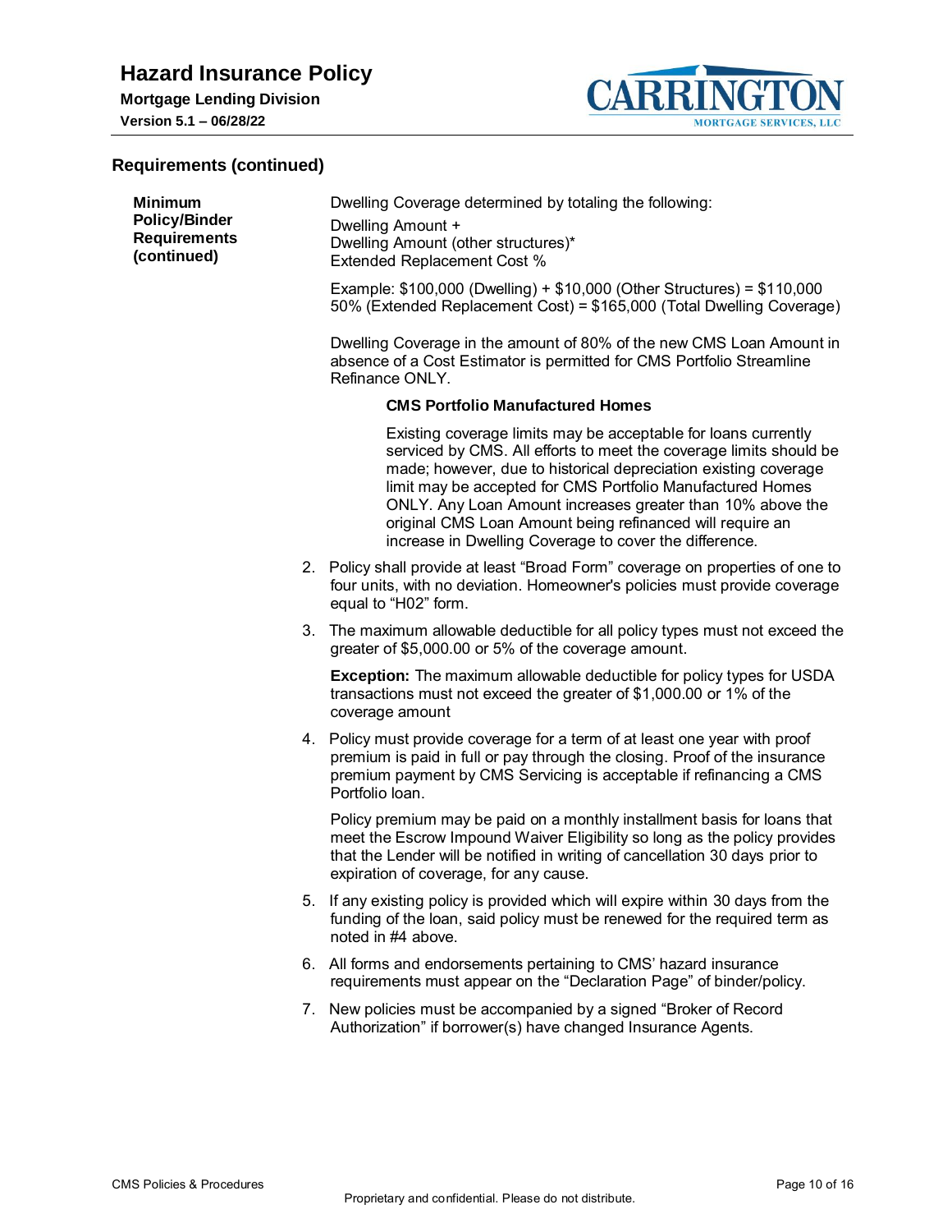## Requirements (continued)

**Minimum Policy/Binder Requirements (continued)**

Dwelling Coverage determined by totaling the following:

Dwelling Amount +
Dwelling Amount (other structures)*
Extended Replacement Cost %

Example: $100,000 (Dwelling) + $10,000 (Other Structures) = $110,000
50% (Extended Replacement Cost) = $165,000 (Total Dwelling Coverage)

Dwelling Coverage in the amount of 80% of the new CMS Loan Amount in absence of a Cost Estimator is permitted for CMS Portfolio Streamline Refinance ONLY.

**CMS Portfolio Manufactured Homes**

Existing coverage limits may be acceptable for loans currently serviced by CMS. All efforts to meet the coverage limits should be made; however, due to historical depreciation existing coverage limit may be accepted for CMS Portfolio Manufactured Homes ONLY. Any Loan Amount increases greater than 10% above the original CMS Loan Amount being refinanced will require an increase in Dwelling Coverage to cover the difference.

2. Policy shall provide at least “Broad Form” coverage on properties of one to four units, with no deviation. Homeowner's policies must provide coverage equal to “H02” form.

3. The maximum allowable deductible for all policy types must not exceed the greater of $5,000.00 or 5% of the coverage amount.

   **Exception:** The maximum allowable deductible for policy types for USDA transactions must not exceed the greater of $1,000.00 or 1% of the coverage amount

4. Policy must provide coverage for a term of at least one year with proof premium is paid in full or pay through the closing. Proof of the insurance premium payment by CMS Servicing is acceptable if refinancing a CMS Portfolio loan.

   Policy premium may be paid on a monthly installment basis for loans that meet the Escrow Impound Waiver Eligibility so long as the policy provides that the Lender will be notified in writing of cancellation 30 days prior to expiration of coverage, for any cause.

5. If any existing policy is provided which will expire within 30 days from the funding of the loan, said policy must be renewed for the required term as noted in #4 above.

6. All forms and endorsements pertaining to CMS’ hazard insurance requirements must appear on the “Declaration Page” of binder/policy.

7. New policies must be accompanied by a signed “Broker of Record Authorization” if borrower(s) have changed Insurance Agents.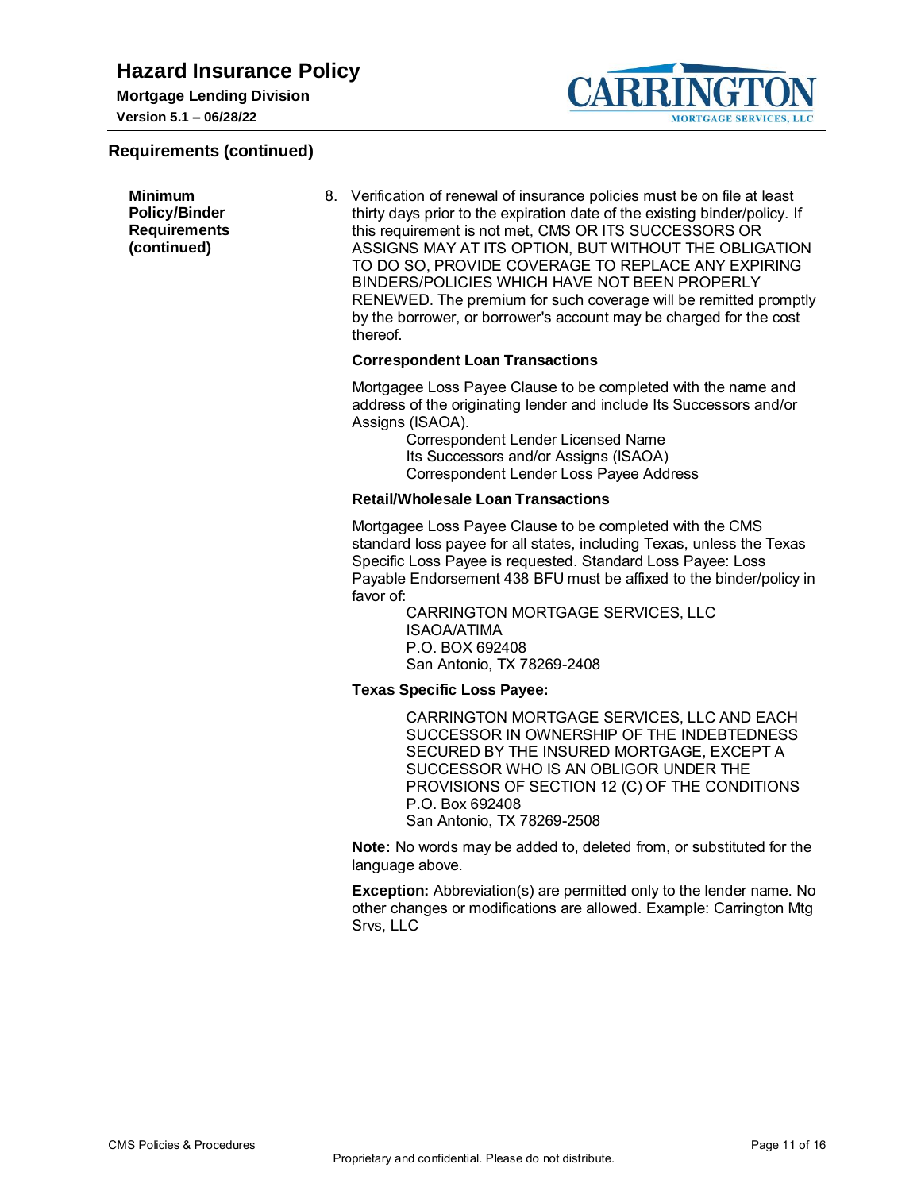## Requirements (continued)

**Minimum Policy/Binder Requirements (continued)**

8. Verification of renewal of insurance policies must be on file at least thirty days prior to the expiration date of the existing binder/policy. If this requirement is not met, CMS OR ITS SUCCESSORS OR ASSIGNS MAY AT ITS OPTION, BUT WITHOUT THE OBLIGATION TO DO SO, PROVIDE COVERAGE TO REPLACE ANY EXPIRING BINDERS/POLICIES WHICH HAVE NOT BEEN PROPERLY RENEWED. The premium for such coverage will be remitted promptly by the borrower, or borrower's account may be charged for the cost thereof.

   **Correspondent Loan Transactions**

   Mortgagee Loss Payee Clause to be completed with the name and address of the originating lender and include Its Successors and/or Assigns (ISAOA).

   > Correspondent Lender Licensed Name
   > Its Successors and/or Assigns (ISAOA)
   > Correspondent Lender Loss Payee Address

   **Retail/Wholesale Loan Transactions**

   Mortgagee Loss Payee Clause to be completed with the CMS standard loss payee for all states, including Texas, unless the Texas Specific Loss Payee is requested. Standard Loss Payee: Loss Payable Endorsement 438 BFU must be affixed to the binder/policy in favor of:

   > CARRINGTON MORTGAGE SERVICES, LLC
   > ISAOA/ATIMA
   > P.O. BOX 692408
   > San Antonio, TX 78269-2408

   **Texas Specific Loss Payee:**

   > CARRINGTON MORTGAGE SERVICES, LLC AND EACH SUCCESSOR IN OWNERSHIP OF THE INDEBTEDNESS SECURED BY THE INSURED MORTGAGE, EXCEPT A SUCCESSOR WHO IS AN OBLIGOR UNDER THE PROVISIONS OF SECTION 12 (C) OF THE CONDITIONS
   > P.O. Box 692408
   > San Antonio, TX 78269-2508

   **Note:** No words may be added to, deleted from, or substituted for the language above.

   **Exception:** Abbreviation(s) are permitted only to the lender name. No other changes or modifications are allowed. Example: Carrington Mtg Srvs, LLC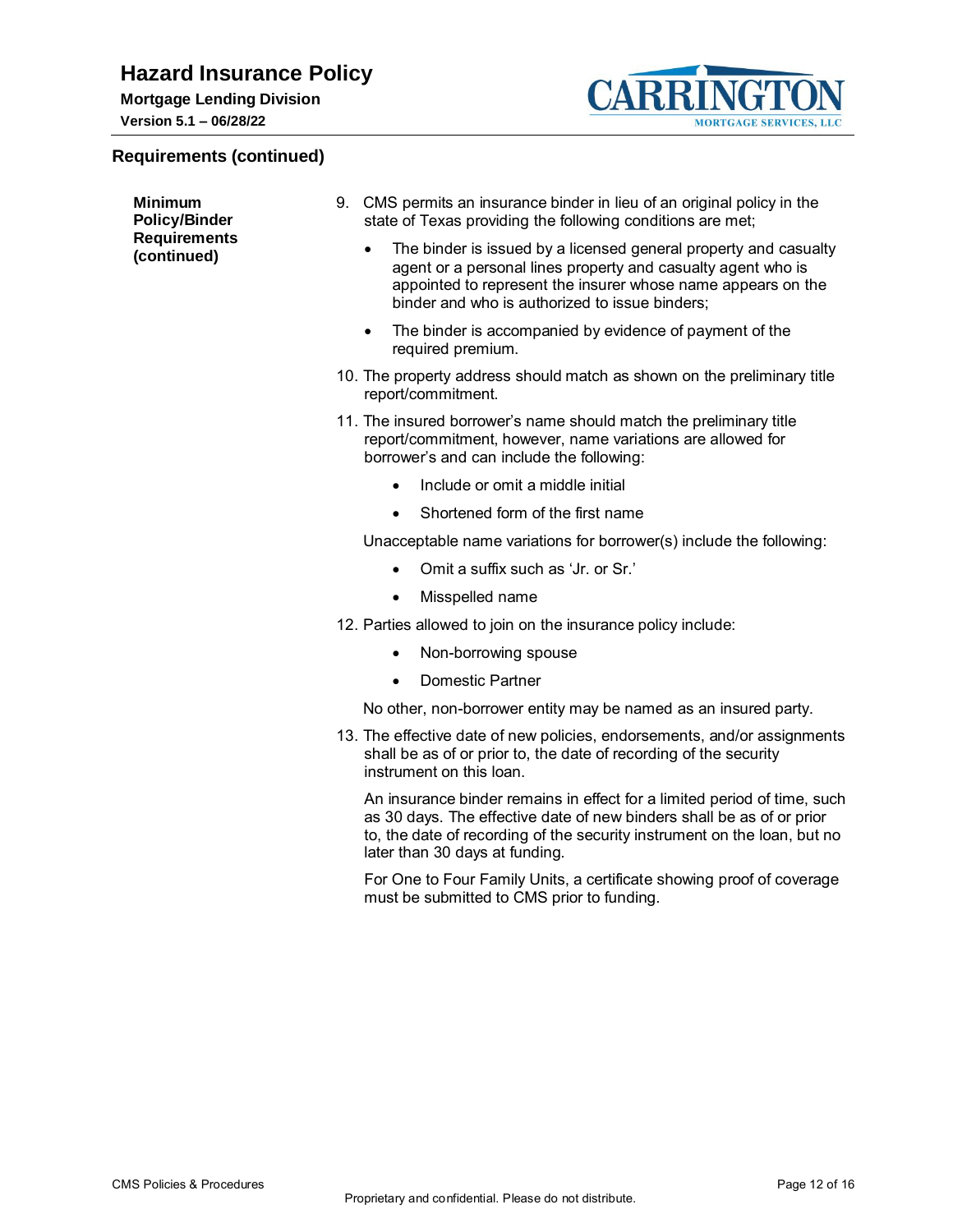## Requirements (continued)

**Minimum Policy/Binder Requirements (continued)**

9. CMS permits an insurance binder in lieu of an original policy in the state of Texas providing the following conditions are met;
   - The binder is issued by a licensed general property and casualty agent or a personal lines property and casualty agent who is appointed to represent the insurer whose name appears on the binder and who is authorized to issue binders;
   - The binder is accompanied by evidence of payment of the required premium.
10. The property address should match as shown on the preliminary title report/commitment.
11. The insured borrower's name should match the preliminary title report/commitment, however, name variations are allowed for borrower's and can include the following:
    - Include or omit a middle initial
    - Shortened form of the first name

    Unacceptable name variations for borrower(s) include the following:
    - Omit a suffix such as 'Jr. or Sr.'
    - Misspelled name
12. Parties allowed to join on the insurance policy include:
    - Non-borrowing spouse
    - Domestic Partner

    No other, non-borrower entity may be named as an insured party.
13. The effective date of new policies, endorsements, and/or assignments shall be as of or prior to, the date of recording of the security instrument on this loan.

    An insurance binder remains in effect for a limited period of time, such as 30 days. The effective date of new binders shall be as of or prior to, the date of recording of the security instrument on the loan, but no later than 30 days at funding.

    For One to Four Family Units, a certificate showing proof of coverage must be submitted to CMS prior to funding.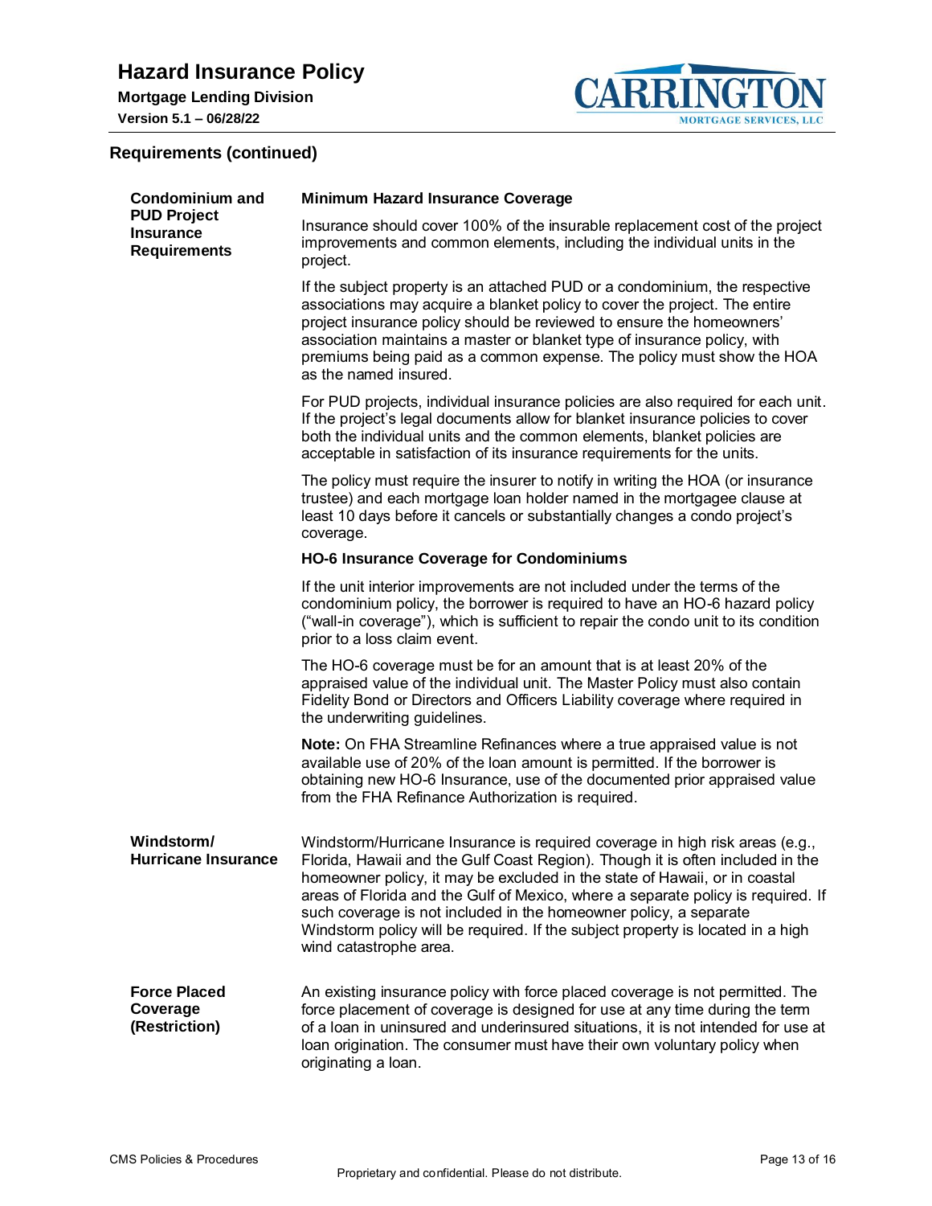## Requirements (continued)

### Condominium and PUD Project Insurance Requirements

**Minimum Hazard Insurance Coverage**

Insurance should cover 100% of the insurable replacement cost of the project improvements and common elements, including the individual units in the project.

If the subject property is an attached PUD or a condominium, the respective associations may acquire a blanket policy to cover the project. The entire project insurance policy should be reviewed to ensure the homeowners' association maintains a master or blanket type of insurance policy, with premiums being paid as a common expense. The policy must show the HOA as the named insured.

For PUD projects, individual insurance policies are also required for each unit. If the project's legal documents allow for blanket insurance policies to cover both the individual units and the common elements, blanket policies are acceptable in satisfaction of its insurance requirements for the units.

The policy must require the insurer to notify in writing the HOA (or insurance trustee) and each mortgage loan holder named in the mortgagee clause at least 10 days before it cancels or substantially changes a condo project's coverage.

**HO-6 Insurance Coverage for Condominiums**

If the unit interior improvements are not included under the terms of the condominium policy, the borrower is required to have an HO-6 hazard policy ("wall-in coverage"), which is sufficient to repair the condo unit to its condition prior to a loss claim event.

The HO-6 coverage must be for an amount that is at least 20% of the appraised value of the individual unit. The Master Policy must also contain Fidelity Bond or Directors and Officers Liability coverage where required in the underwriting guidelines.

**Note:** On FHA Streamline Refinances where a true appraised value is not available use of 20% of the loan amount is permitted. If the borrower is obtaining new HO-6 Insurance, use of the documented prior appraised value from the FHA Refinance Authorization is required.

### Windstorm/ Hurricane Insurance

Windstorm/Hurricane Insurance is required coverage in high risk areas (e.g., Florida, Hawaii and the Gulf Coast Region). Though it is often included in the homeowner policy, it may be excluded in the state of Hawaii, or in coastal areas of Florida and the Gulf of Mexico, where a separate policy is required. If such coverage is not included in the homeowner policy, a separate Windstorm policy will be required. If the subject property is located in a high wind catastrophe area.

### Force Placed Coverage (Restriction)

An existing insurance policy with force placed coverage is not permitted. The force placement of coverage is designed for use at any time during the term of a loan in uninsured and underinsured situations, it is not intended for use at loan origination. The consumer must have their own voluntary policy when originating a loan.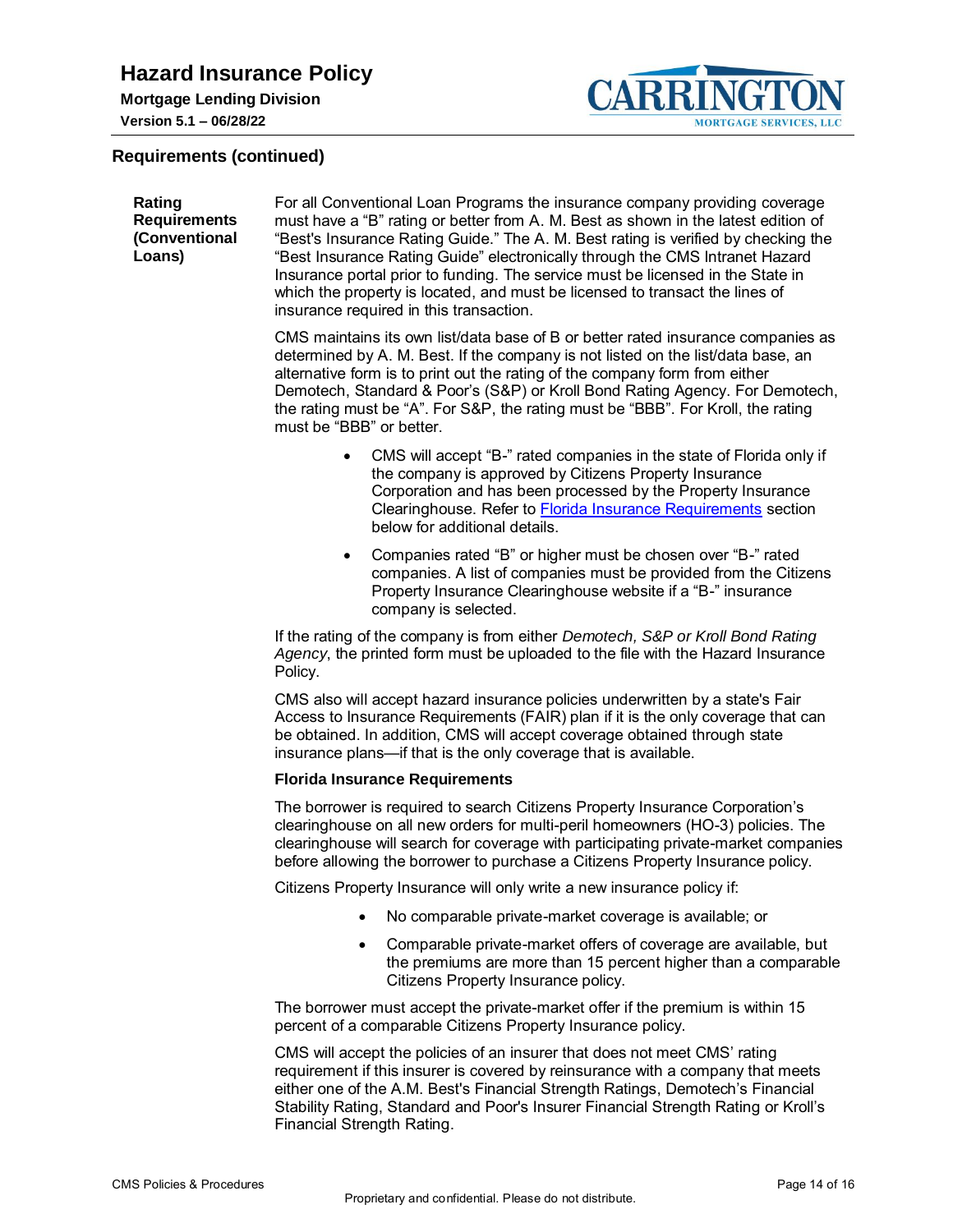## Requirements (continued)

**Rating Requirements (Conventional Loans)**

For all Conventional Loan Programs the insurance company providing coverage must have a "B" rating or better from A. M. Best as shown in the latest edition of "Best's Insurance Rating Guide." The A. M. Best rating is verified by checking the "Best Insurance Rating Guide" electronically through the CMS Intranet Hazard Insurance portal prior to funding. The service must be licensed in the State in which the property is located, and must be licensed to transact the lines of insurance required in this transaction.

CMS maintains its own list/data base of B or better rated insurance companies as determined by A. M. Best. If the company is not listed on the list/data base, an alternative form is to print out the rating of the company form from either Demotech, Standard & Poor's (S&P) or Kroll Bond Rating Agency. For Demotech, the rating must be "A". For S&P, the rating must be "BBB". For Kroll, the rating must be "BBB" or better.

- CMS will accept "B-" rated companies in the state of Florida only if the company is approved by Citizens Property Insurance Corporation and has been processed by the Property Insurance Clearinghouse. Refer to Florida Insurance Requirements section below for additional details.
- Companies rated "B" or higher must be chosen over "B-" rated companies. A list of companies must be provided from the Citizens Property Insurance Clearinghouse website if a "B-" insurance company is selected.

If the rating of the company is from either *Demotech, S&P or Kroll Bond Rating Agency*, the printed form must be uploaded to the file with the Hazard Insurance Policy.

CMS also will accept hazard insurance policies underwritten by a state's Fair Access to Insurance Requirements (FAIR) plan if it is the only coverage that can be obtained. In addition, CMS will accept coverage obtained through state insurance plans—if that is the only coverage that is available.

**Florida Insurance Requirements**

The borrower is required to search Citizens Property Insurance Corporation's clearinghouse on all new orders for multi-peril homeowners (HO-3) policies. The clearinghouse will search for coverage with participating private-market companies before allowing the borrower to purchase a Citizens Property Insurance policy.

Citizens Property Insurance will only write a new insurance policy if:

- No comparable private-market coverage is available; or
- Comparable private-market offers of coverage are available, but the premiums are more than 15 percent higher than a comparable Citizens Property Insurance policy.

The borrower must accept the private-market offer if the premium is within 15 percent of a comparable Citizens Property Insurance policy.

CMS will accept the policies of an insurer that does not meet CMS' rating requirement if this insurer is covered by reinsurance with a company that meets either one of the A.M. Best's Financial Strength Ratings, Demotech's Financial Stability Rating, Standard and Poor's Insurer Financial Strength Rating or Kroll's Financial Strength Rating.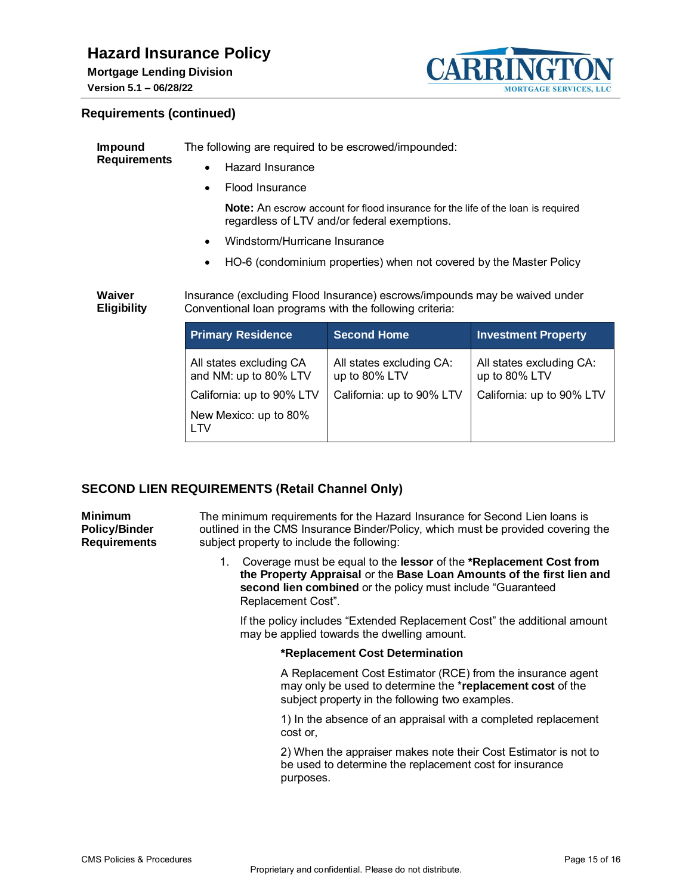## Requirements (continued)

**Impound Requirements**

The following are required to be escrowed/impounded:

- Hazard Insurance
- Flood Insurance

  **Note:** An escrow account for flood insurance for the life of the loan is required regardless of LTV and/or federal exemptions.

- Windstorm/Hurricane Insurance
- HO-6 (condominium properties) when not covered by the Master Policy

**Waiver Eligibility**

Insurance (excluding Flood Insurance) escrows/impounds may be waived under Conventional loan programs with the following criteria:

| Primary Residence | Second Home | Investment Property |
|---|---|---|
| All states excluding CA and NM: up to 80% LTV | All states excluding CA: up to 80% LTV | All states excluding CA: up to 80% LTV |
| California: up to 90% LTV | California: up to 90% LTV | California: up to 90% LTV |
| New Mexico: up to 80% LTV | | |

## SECOND LIEN REQUIREMENTS (Retail Channel Only)

**Minimum Policy/Binder Requirements**

The minimum requirements for the Hazard Insurance for Second Lien loans is outlined in the CMS Insurance Binder/Policy, which must be provided covering the subject property to include the following:

1. Coverage must be equal to the **lessor** of the **\*Replacement Cost from the Property Appraisal** or the **Base Loan Amounts of the first lien and second lien combined** or the policy must include “Guaranteed Replacement Cost”.

   If the policy includes “Extended Replacement Cost” the additional amount may be applied towards the dwelling amount.

   **\*Replacement Cost Determination**

   A Replacement Cost Estimator (RCE) from the insurance agent may only be used to determine the \***replacement cost** of the subject property in the following two examples.

   1) In the absence of an appraisal with a completed replacement cost or,

   2) When the appraiser makes note their Cost Estimator is not to be used to determine the replacement cost for insurance purposes.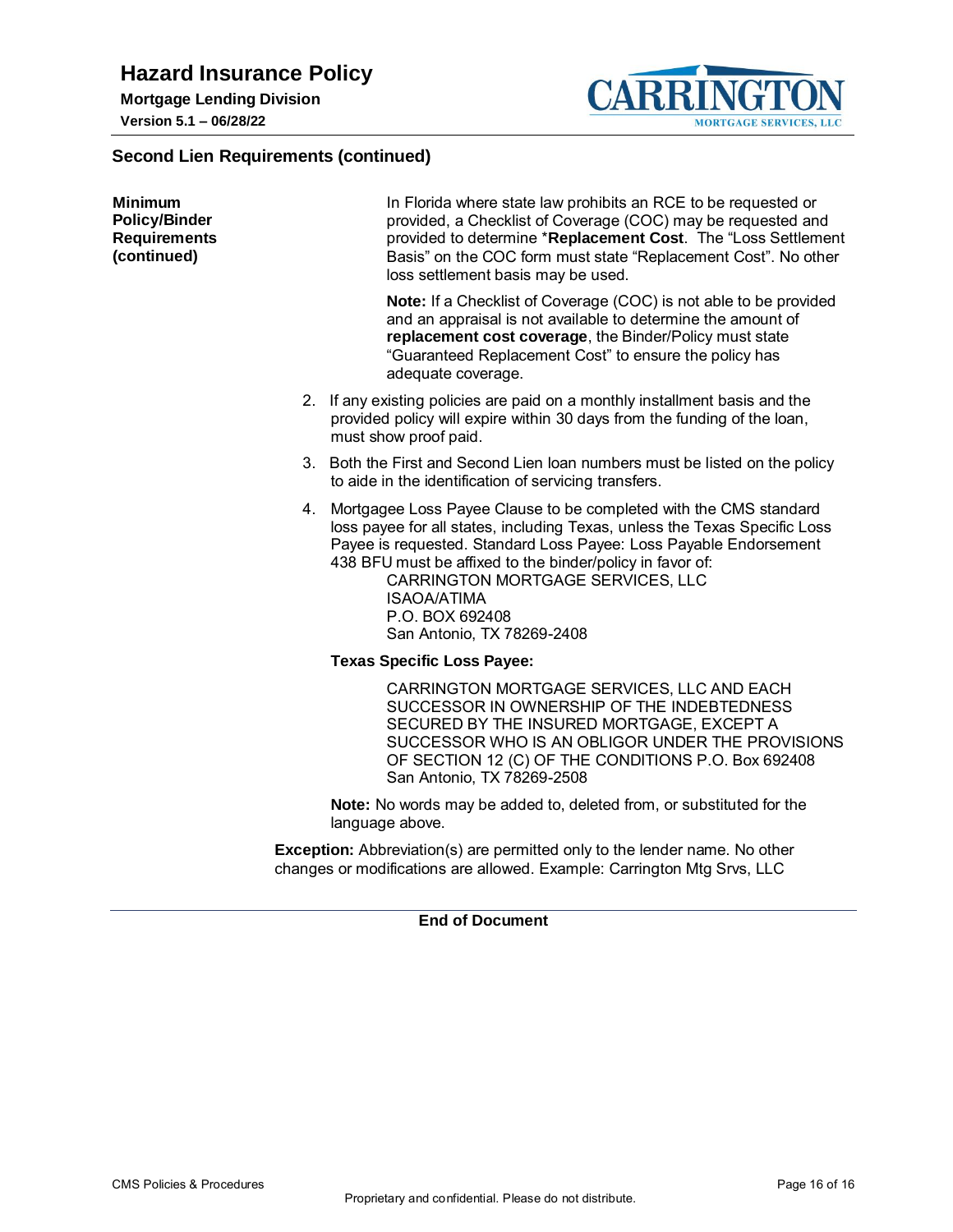## Second Lien Requirements (continued)

**Minimum Policy/Binder Requirements (continued)**

In Florida where state law prohibits an RCE to be requested or provided, a Checklist of Coverage (COC) may be requested and provided to determine ***Replacement Cost**. The "Loss Settlement Basis" on the COC form must state "Replacement Cost". No other loss settlement basis may be used.

**Note:** If a Checklist of Coverage (COC) is not able to be provided and an appraisal is not available to determine the amount of **replacement cost coverage**, the Binder/Policy must state "Guaranteed Replacement Cost" to ensure the policy has adequate coverage.

2. If any existing policies are paid on a monthly installment basis and the provided policy will expire within 30 days from the funding of the loan, must show proof paid.
3. Both the First and Second Lien loan numbers must be listed on the policy to aide in the identification of servicing transfers.
4. Mortgagee Loss Payee Clause to be completed with the CMS standard loss payee for all states, including Texas, unless the Texas Specific Loss Payee is requested. Standard Loss Payee: Loss Payable Endorsement 438 BFU must be affixed to the binder/policy in favor of:

   CARRINGTON MORTGAGE SERVICES, LLC
   ISAOA/ATIMA
   P.O. BOX 692408
   San Antonio, TX 78269-2408

   **Texas Specific Loss Payee:**

   CARRINGTON MORTGAGE SERVICES, LLC AND EACH SUCCESSOR IN OWNERSHIP OF THE INDEBTEDNESS SECURED BY THE INSURED MORTGAGE, EXCEPT A SUCCESSOR WHO IS AN OBLIGOR UNDER THE PROVISIONS OF SECTION 12 (C) OF THE CONDITIONS P.O. Box 692408
   San Antonio, TX 78269-2508

   **Note:** No words may be added to, deleted from, or substituted for the language above.

**Exception:** Abbreviation(s) are permitted only to the lender name. No other changes or modifications are allowed. Example: Carrington Mtg Srvs, LLC

---

**End of Document**